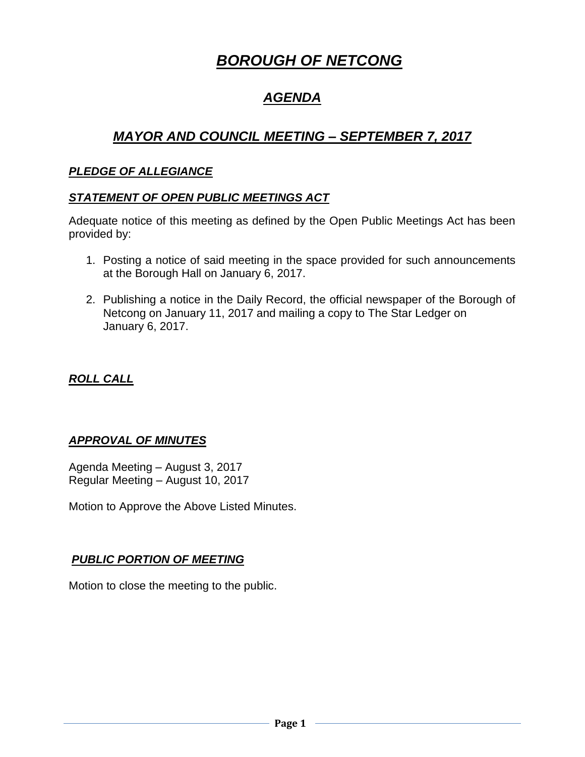# ***BOROUGH OF NETCONG***

## ***AGENDA***

## ***MAYOR AND COUNCIL MEETING – SEPTEMBER 7, 2017***

### ***PLEDGE OF ALLEGIANCE***

### ***STATEMENT OF OPEN PUBLIC MEETINGS ACT***

Adequate notice of this meeting as defined by the Open Public Meetings Act has been provided by:

1. Posting a notice of said meeting in the space provided for such announcements at the Borough Hall on January 6, 2017.

2. Publishing a notice in the Daily Record, the official newspaper of the Borough of Netcong on January 11, 2017 and mailing a copy to The Star Ledger on January 6, 2017.

### ***ROLL CALL***

### ***APPROVAL OF MINUTES***

Agenda Meeting – August 3, 2017
Regular Meeting – August 10, 2017

Motion to Approve the Above Listed Minutes.

### ***PUBLIC PORTION OF MEETING***

Motion to close the meeting to the public.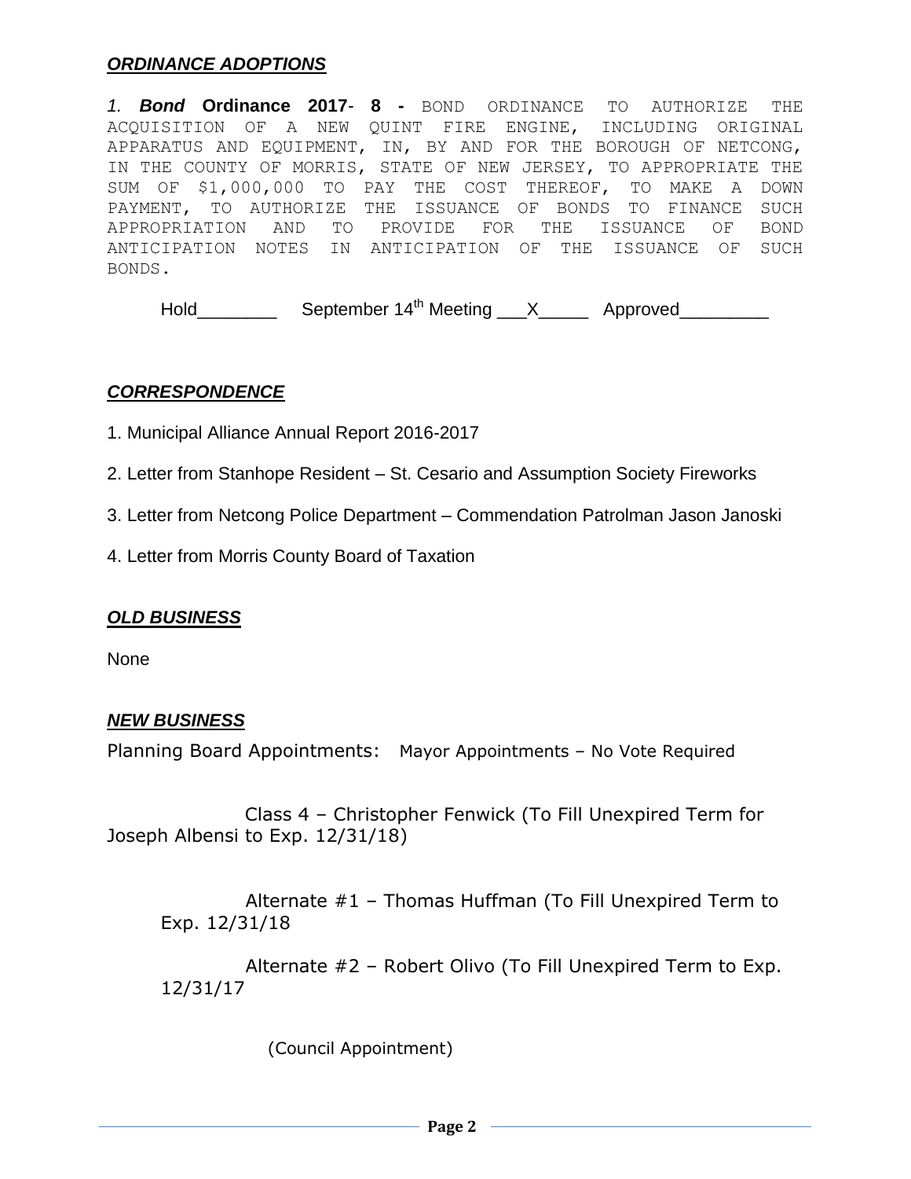## ***ORDINANCE ADOPTIONS***

*1.* ***Bond* Ordinance 2017- 8 -** BOND ORDINANCE TO AUTHORIZE THE ACQUISITION OF A NEW QUINT FIRE ENGINE, INCLUDING ORIGINAL APPARATUS AND EQUIPMENT, IN, BY AND FOR THE BOROUGH OF NETCONG, IN THE COUNTY OF MORRIS, STATE OF NEW JERSEY, TO APPROPRIATE THE SUM OF $1,000,000 TO PAY THE COST THEREOF, TO MAKE A DOWN PAYMENT, TO AUTHORIZE THE ISSUANCE OF BONDS TO FINANCE SUCH APPROPRIATION AND TO PROVIDE FOR THE ISSUANCE OF BOND ANTICIPATION NOTES IN ANTICIPATION OF THE ISSUANCE OF SUCH BONDS.

Hold________ September 14th Meeting ___X_____ Approved_________

## ***CORRESPONDENCE***

1. Municipal Alliance Annual Report 2016-2017
2. Letter from Stanhope Resident – St. Cesario and Assumption Society Fireworks
3. Letter from Netcong Police Department – Commendation Patrolman Jason Janoski
4. Letter from Morris County Board of Taxation

## ***OLD BUSINESS***

None

## ***NEW BUSINESS***

Planning Board Appointments: Mayor Appointments – No Vote Required

Class 4 – Christopher Fenwick (To Fill Unexpired Term for Joseph Albensi to Exp. 12/31/18)

Alternate #1 – Thomas Huffman (To Fill Unexpired Term to Exp. 12/31/18

Alternate #2 – Robert Olivo (To Fill Unexpired Term to Exp. 12/31/17

(Council Appointment)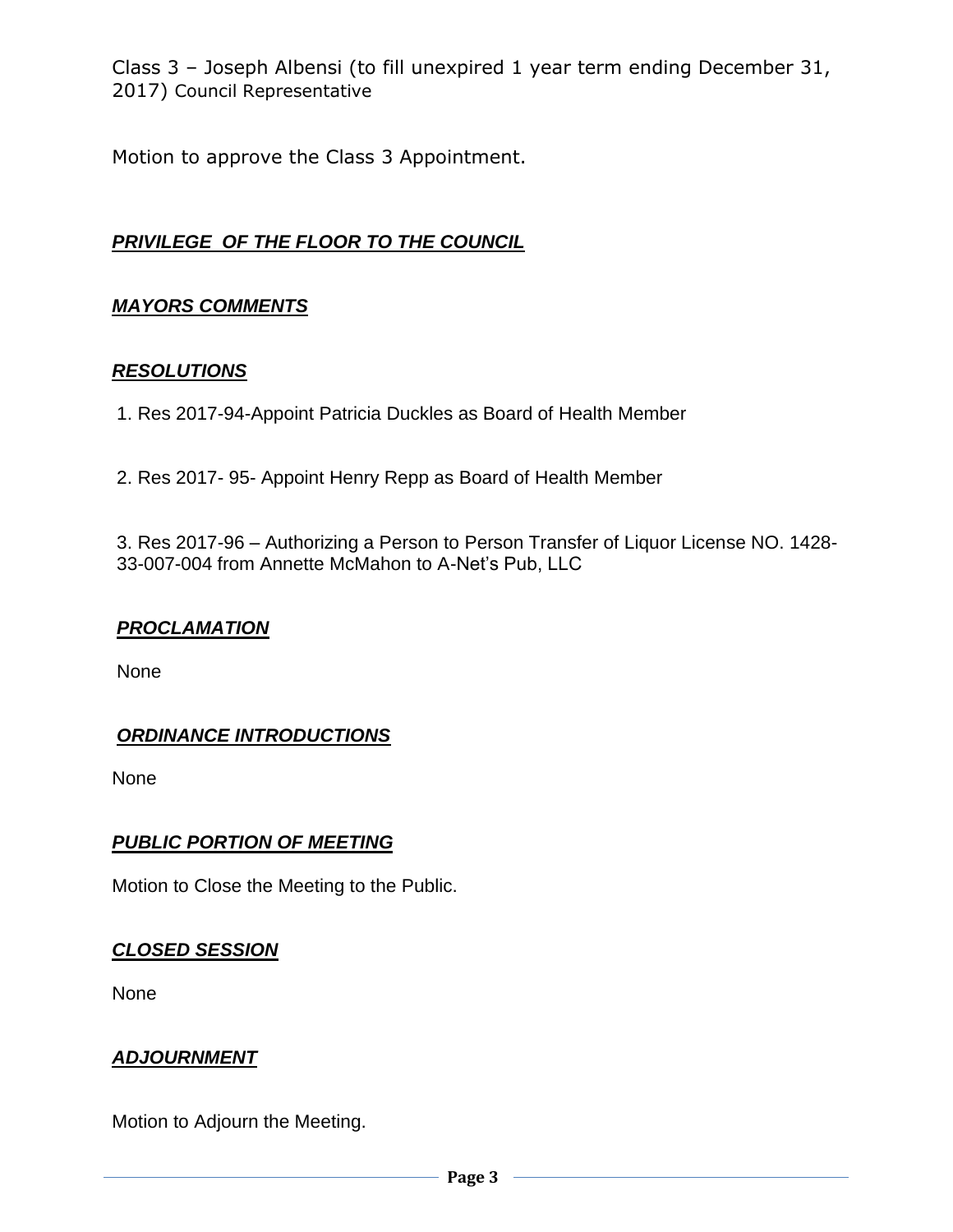Class 3 – Joseph Albensi (to fill unexpired 1 year term ending December 31, 2017) Council Representative

Motion to approve the Class 3 Appointment.

### ***PRIVILEGE OF THE FLOOR TO THE COUNCIL***

### ***MAYORS COMMENTS***

### ***RESOLUTIONS***

1. Res 2017-94-Appoint Patricia Duckles as Board of Health Member

2. Res 2017- 95- Appoint Henry Repp as Board of Health Member

3. Res 2017-96 – Authorizing a Person to Person Transfer of Liquor License NO. 1428-33-007-004 from Annette McMahon to A-Net's Pub, LLC

### ***PROCLAMATION***

None

### ***ORDINANCE INTRODUCTIONS***

None

### ***PUBLIC PORTION OF MEETING***

Motion to Close the Meeting to the Public.

### ***CLOSED SESSION***

None

### ***ADJOURNMENT***

Motion to Adjourn the Meeting.